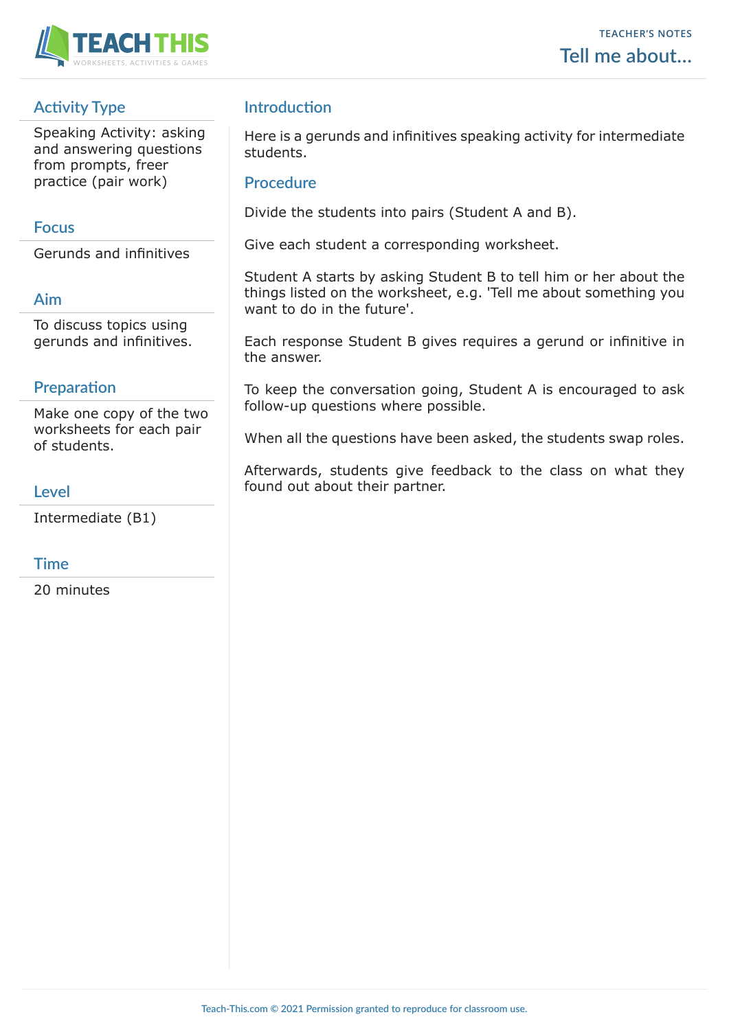TEACHER'S NOTES

# Tell me about...

## Activity Type

Speaking Activity: asking and answering questions from prompts, freer practice (pair work)

## Focus

Gerunds and infinitives

## Aim

To discuss topics using gerunds and infinitives.

## Preparation

Make one copy of the two worksheets for each pair of students.

## Level

Intermediate (B1)

## Time

20 minutes

## Introduction

Here is a gerunds and infinitives speaking activity for intermediate students.

## Procedure

Divide the students into pairs (Student A and B).

Give each student a corresponding worksheet.

Student A starts by asking Student B to tell him or her about the things listed on the worksheet, e.g. 'Tell me about something you want to do in the future'.

Each response Student B gives requires a gerund or infinitive in the answer.

To keep the conversation going, Student A is encouraged to ask follow-up questions where possible.

When all the questions have been asked, the students swap roles.

Afterwards, students give feedback to the class on what they found out about their partner.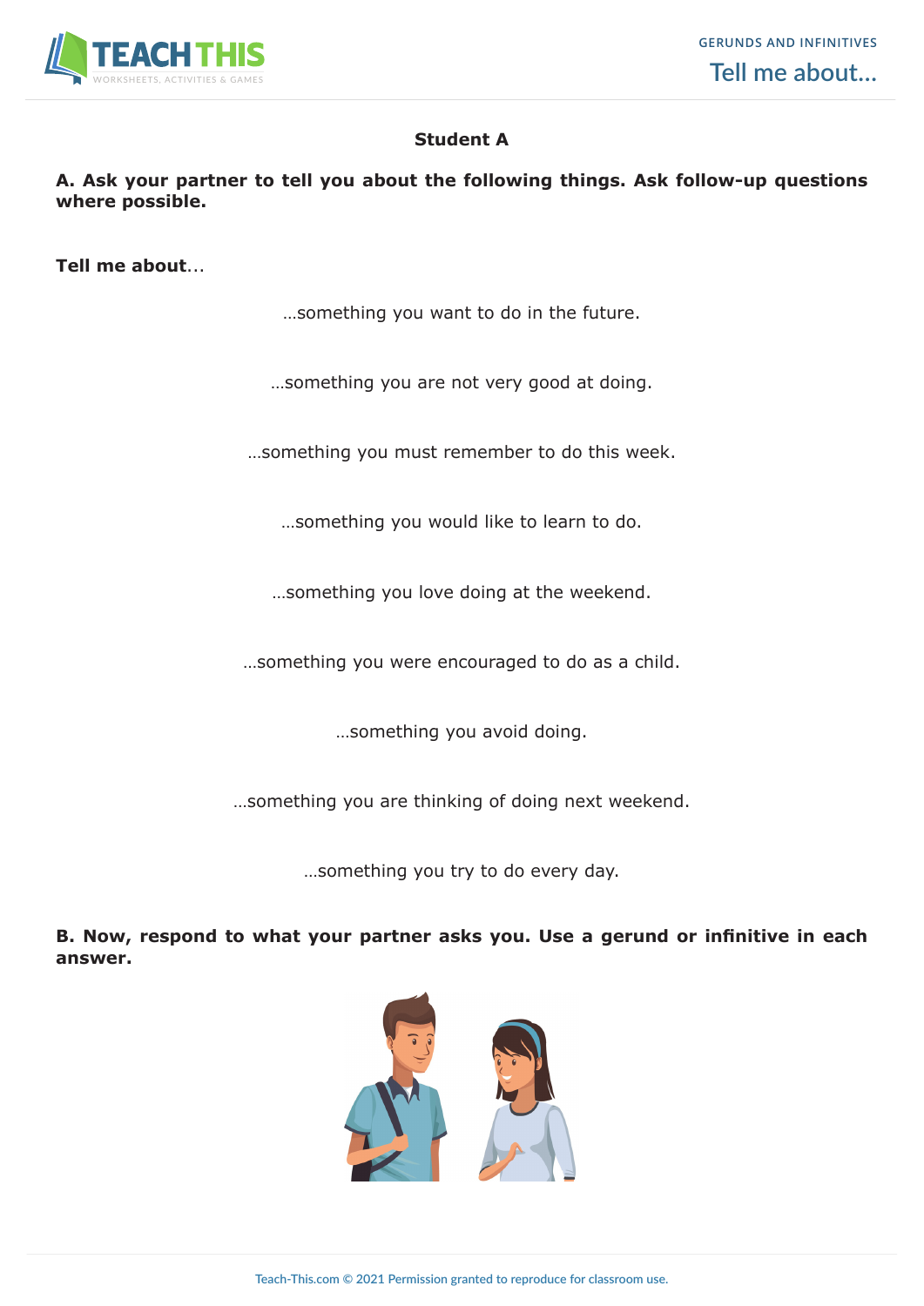**Student A**

**A. Ask your partner to tell you about the following things. Ask follow-up questions where possible.**

**Tell me about**...

...something you want to do in the future.

...something you are not very good at doing.

...something you must remember to do this week.

...something you would like to learn to do.

...something you love doing at the weekend.

...something you were encouraged to do as a child.

...something you avoid doing.

...something you are thinking of doing next weekend.

...something you try to do every day.

**B. Now, respond to what your partner asks you. Use a gerund or infinitive in each answer.**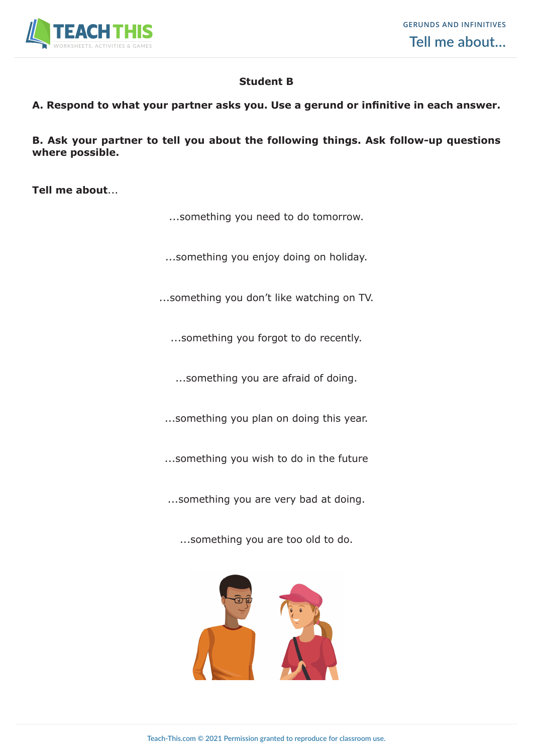**Student B**

**A. Respond to what your partner asks you. Use a gerund or infinitive in each answer.**

**B. Ask your partner to tell you about the following things. Ask follow-up questions where possible.**

**Tell me about**...

...something you need to do tomorrow.

...something you enjoy doing on holiday.

...something you don't like watching on TV.

...something you forgot to do recently.

...something you are afraid of doing.

...something you plan on doing this year.

...something you wish to do in the future

...something you are very bad at doing.

...something you are too old to do.